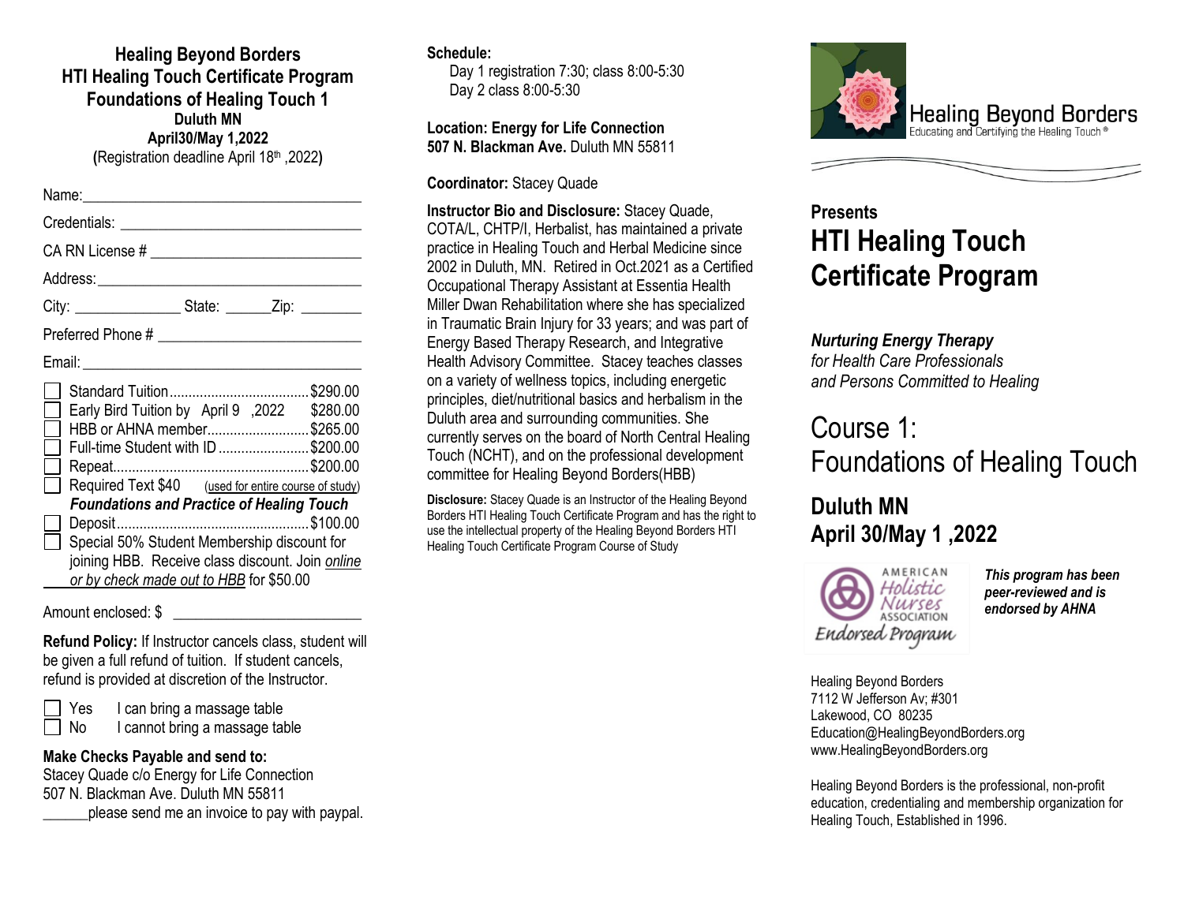# Healing Beyond Borders
## HTI Healing Touch Certificate Program
## Foundations of Healing Touch 1

**Duluth MN**
**April30/May 1,2022**
(Registration deadline April 18th ,2022)

Name:____________________________________

Credentials: ______________________________

CA RN License # __________________________

Address:__________________________________

City: ______________ State: ______Zip: ________

Preferred Phone # _________________________

Email: ____________________________________

- ☐ Standard Tuition....................................$290.00
- ☐ Early Bird Tuition by April 9 ,2022 $280.00
- ☐ HBB or AHNA member...........................$265.00
- ☐ Full-time Student with ID ........................$200.00
- ☐ Repeat....................................................$200.00
- ☐ Required Text $40 (used for entire course of study) ***Foundations and Practice of Healing Touch***
- ☐ Deposit...................................................$100.00
- ☐ Special 50% Student Membership discount for joining HBB. Receive class discount. Join *online* or by check made out to HBB for $50.00

Amount enclosed: $ _________________________

**Refund Policy:** If Instructor cancels class, student will be given a full refund of tuition. If student cancels, refund is provided at discretion of the Instructor.

- ☐ Yes I can bring a massage table
- ☐ No I cannot bring a massage table

**Make Checks Payable and send to:**
Stacey Quade c/o Energy for Life Connection
507 N. Blackman Ave. Duluth MN 55811
______please send me an invoice to pay with paypal.

**Schedule:**
Day 1 registration 7:30; class 8:00-5:30
Day 2 class 8:00-5:30

**Location: Energy for Life Connection**
**507 N. Blackman Ave.** Duluth MN 55811

**Coordinator:** Stacey Quade

**Instructor Bio and Disclosure:** Stacey Quade, COTA/L, CHTP/I, Herbalist, has maintained a private practice in Healing Touch and Herbal Medicine since 2002 in Duluth, MN. Retired in Oct.2021 as a Certified Occupational Therapy Assistant at Essentia Health Miller Dwan Rehabilitation where she has specialized in Traumatic Brain Injury for 33 years; and was part of Energy Based Therapy Research, and Integrative Health Advisory Committee. Stacey teaches classes on a variety of wellness topics, including energetic principles, diet/nutritional basics and herbalism in the Duluth area and surrounding communities. She currently serves on the board of North Central Healing Touch (NCHT), and on the professional development committee for Healing Beyond Borders(HBB)

**Disclosure:** Stacey Quade is an Instructor of the Healing Beyond Borders HTI Healing Touch Certificate Program and has the right to use the intellectual property of the Healing Beyond Borders HTI Healing Touch Certificate Program Course of Study

Healing Beyond Borders
Educating and Certifying the Healing Touch®

**Presents**

# HTI Healing Touch Certificate Program

***Nurturing Energy Therapy***
*for Health Care Professionals*
*and Persons Committed to Healing*

# Course 1: Foundations of Healing Touch

## Duluth MN
## April 30/May 1 ,2022

American Holistic Nurses Association Endorsed Program

***This program has been peer-reviewed and is endorsed by AHNA***

Healing Beyond Borders
7112 W Jefferson Av; #301
Lakewood, CO 80235
Education@HealingBeyondBorders.org
www.HealingBeyondBorders.org

Healing Beyond Borders is the professional, non-profit education, credentialing and membership organization for Healing Touch, Established in 1996.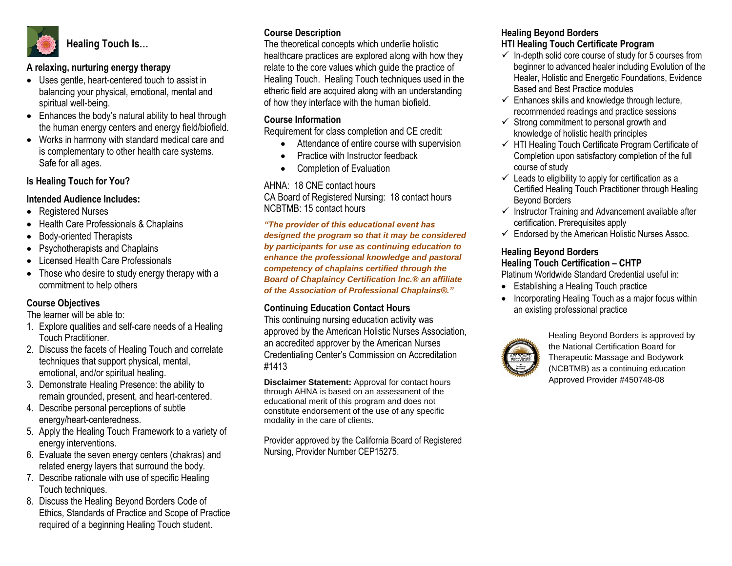## Healing Touch Is…

**A relaxing, nurturing energy therapy**

- Uses gentle, heart-centered touch to assist in balancing your physical, emotional, mental and spiritual well-being.
- Enhances the body's natural ability to heal through the human energy centers and energy field/biofield.
- Works in harmony with standard medical care and is complementary to other health care systems. Safe for all ages.

**Is Healing Touch for You?**

**Intended Audience Includes:**

- Registered Nurses
- Health Care Professionals & Chaplains
- Body-oriented Therapists
- Psychotherapists and Chaplains
- Licensed Health Care Professionals
- Those who desire to study energy therapy with a commitment to help others

**Course Objectives**

The learner will be able to:

1. Explore qualities and self-care needs of a Healing Touch Practitioner.
2. Discuss the facets of Healing Touch and correlate techniques that support physical, mental, emotional, and/or spiritual healing.
3. Demonstrate Healing Presence: the ability to remain grounded, present, and heart-centered.
4. Describe personal perceptions of subtle energy/heart-centeredness.
5. Apply the Healing Touch Framework to a variety of energy interventions.
6. Evaluate the seven energy centers (chakras) and related energy layers that surround the body.
7. Describe rationale with use of specific Healing Touch techniques.
8. Discuss the Healing Beyond Borders Code of Ethics, Standards of Practice and Scope of Practice required of a beginning Healing Touch student.

**Course Description**

The theoretical concepts which underlie holistic healthcare practices are explored along with how they relate to the core values which guide the practice of Healing Touch. Healing Touch techniques used in the etheric field are acquired along with an understanding of how they interface with the human biofield.

**Course Information**

Requirement for class completion and CE credit:

- Attendance of entire course with supervision
- Practice with Instructor feedback
- Completion of Evaluation

AHNA: 18 CNE contact hours
CA Board of Registered Nursing: 18 contact hours
NCBTMB: 15 contact hours

***"The provider of this educational event has designed the program so that it may be considered by participants for use as continuing education to enhance the professional knowledge and pastoral competency of chaplains certified through the Board of Chaplaincy Certification Inc.® an affiliate of the Association of Professional Chaplains®."***

**Continuing Education Contact Hours**

This continuing nursing education activity was approved by the American Holistic Nurses Association, an accredited approver by the American Nurses Credentialing Center's Commission on Accreditation #1413

**Disclaimer Statement:** Approval for contact hours through AHNA is based on an assessment of the educational merit of this program and does not constitute endorsement of the use of any specific modality in the care of clients.

Provider approved by the California Board of Registered Nursing, Provider Number CEP15275.

**Healing Beyond Borders**
**HTI Healing Touch Certificate Program**

- ✓ In-depth solid core course of study for 5 courses from beginner to advanced healer including Evolution of the Healer, Holistic and Energetic Foundations, Evidence Based and Best Practice modules
- ✓ Enhances skills and knowledge through lecture, recommended readings and practice sessions
- ✓ Strong commitment to personal growth and knowledge of holistic health principles
- ✓ HTI Healing Touch Certificate Program Certificate of Completion upon satisfactory completion of the full course of study
- ✓ Leads to eligibility to apply for certification as a Certified Healing Touch Practitioner through Healing Beyond Borders
- ✓ Instructor Training and Advancement available after certification. Prerequisites apply
- ✓ Endorsed by the American Holistic Nurses Assoc.

**Healing Beyond Borders**
**Healing Touch Certification – CHTP**

Platinum Worldwide Standard Credential useful in:

- Establishing a Healing Touch practice
- Incorporating Healing Touch as a major focus within an existing professional practice

Healing Beyond Borders is approved by the National Certification Board for Therapeutic Massage and Bodywork (NCBTMB) as a continuing education Approved Provider #450748-08